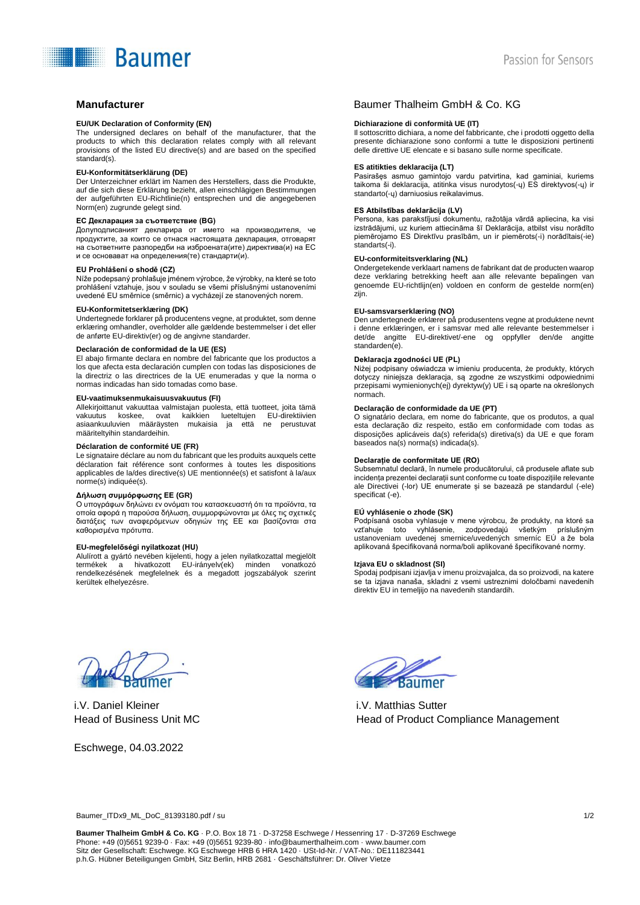## Manufacturer

Baumer Thalheim GmbH & Co. KG

**EU/UK Declaration of Conformity (EN)**
The undersigned declares on behalf of the manufacturer, that the products to which this declaration relates comply with all relevant provisions of the listed EU directive(s) and are based on the specified standard(s).

**EU-Konformitätserklärung (DE)**
Der Unterzeichner erklärt im Namen des Herstellers, dass die Produkte, auf die sich diese Erklärung bezieht, allen einschlägigen Bestimmungen der aufgeführten EU-Richtlinie(n) entsprechen und die angegebenen Norm(en) zugrunde gelegt sind.

**ЕС Декларация за съответствие (BG)**
Долуподписаният декларира от името на производителя, че продуктите, за които се отнася настоящата декларация, отговарят на съответните разпоредби на изброената(ите) директива(и) на ЕС и се основават на определения(те) стандарти(и).

**EU Prohlášení o shodě (CZ)**
Níže podepsaný prohlašuje jménem výrobce, že výrobky, na které se toto prohlášení vztahuje, jsou v souladu se všemi příslušnými ustanoveními uvedené EU směrnice (směrnic) a vycházejí ze stanovených norem.

**EU-Konformitetserklæring (DK)**
Undertegnede forklarer på producentens vegne, at produktet, som denne erklæring omhandler, overholder alle gældende bestemmelser i det eller de anførte EU-direktiv(er) og de angivne standarder.

**Declaración de conformidad de la UE (ES)**
El abajo firmante declara en nombre del fabricante que los productos a los que afecta esta declaración cumplen con todas las disposiciones de la directriz o las directrices de la UE enumeradas y que la norma o normas indicadas han sido tomadas como base.

**EU-vaatimuksenmukaisuusvakuutus (FI)**
Allekirjoittanut vakuuttaa valmistajan puolesta, että tuotteet, joita tämä vakuutus koskee, ovat kaikkien lueteltujen EU-direktiivien asiaankuuluvien määräysten mukaisia ja että ne perustuvat määriteltyihin standardeihin.

**Déclaration de conformité UE (FR)**
Le signataire déclare au nom du fabricant que les produits auxquels cette déclaration fait référence sont conformes à toutes les dispositions applicables de la/des directive(s) UE mentionnée(s) et satisfont à la/aux norme(s) indiquée(s).

**Δήλωση συμμόρφωσης ΕΕ (GR)**
Ο υπογράφων δηλώνει εν ονόματι του κατασκευαστή ότι τα προϊόντα, τα οποία αφορά η παρούσα δήλωση, συμμορφώνονται με όλες τις σχετικές διατάξεις των αναφερόμενων οδηγιών της ΕΕ και βασίζονται στα καθορισμένα πρότυπα.

**EU-megfelelőségi nyilatkozat (HU)**
Alulírott a gyártó nevében kijelenti, hogy a jelen nyilatkozattal megjelölt termékek a hivatkozott EU-irányelv(ek) minden vonatkozó rendelkezésének megfelelnek és a megadott jogszabályok szerint kerültek elhelyezésre.

**Dichiarazione di conformità UE (IT)**
Il sottoscritto dichiara, a nome del fabbricante, che i prodotti oggetto della presente dichiarazione sono conformi a tutte le disposizioni pertinenti delle direttive UE elencate e si basano sulle norme specificate.

**ES atitikties deklaracija (LT)**
Pasirašęs asmuo gamintojo vardu patvirtina, kad gaminiai, kuriems taikoma ši deklaracija, atitinka visus nurodytos(-ų) ES direktyvos(-ų) ir standarto(-ų) darniuosius reikalavimus.

**ES Atbilstības deklarācija (LV)**
Persona, kas parakstījusi dokumentu, ražotāja vārdā apliecina, ka visi izstrādājumi, uz kuriem attiecināma šī Deklarācija, atbilst visu norādīto piemērojamo ES Direktīvu prasībām, un ir piemērots(-i) norādītais(-ie) standarts(-i).

**EU-conformiteitsverklaring (NL)**
Ondergetekende verklaart namens de fabrikant dat de producten waarop deze verklaring betrekking heeft aan alle relevante bepalingen van genoemde EU-richtlijn(en) voldoen en conform de gestelde norm(en) zijn.

**EU-samsvarserklæring (NO)**
Den undertegnede erklærer på produsentens vegne at produktene nevnt i denne erklæringen, er i samsvar med alle relevante bestemmelser i det/de angitte EU-direktivet/-ene og oppfyller den/de angitte standarden(e).

**Deklaracja zgodności UE (PL)**
Niżej podpisany oświadcza w imieniu producenta, że produkty, których dotyczy niniejsza deklaracja, są zgodne ze wszystkimi odpowiednimi przepisami wymienionych(ej) dyrektyw(y) UE i są oparte na określonych normach.

**Declaração de conformidade da UE (PT)**
O signatário declara, em nome do fabricante, que os produtos, a qual esta declaração diz respeito, estão em conformidade com todas as disposições aplicáveis da(s) referida(s) diretiva(s) da UE e que foram baseados na(s) norma(s) indicada(s).

**Declarație de conformitate UE (RO)**
Subsemnatul declară, în numele producătorului, că produsele aflate sub incidența prezentei declarații sunt conforme cu toate dispozițiile relevante ale Directivei (-lor) UE enumerate și se bazează pe standardul (-ele) specificat (-e).

**EÚ vyhlásenie o zhode (SK)**
Podpísaná osoba vyhlasuje v mene výrobcu, že produkty, na ktoré sa vzťahuje toto vyhlásenie, zodpovedajú všetkým príslušným ustanoveniam uvedenej smernice/uvedených smerníc EÚ a že bola aplikovaná špecifikovaná norma/boli aplikované špecifikované normy.

**Izjava EU o skladnost (SI)**
Spodaj podpisani izjavlja v imenu proizvajalca, da so proizvodi, na katere se ta izjava nanaša, skladni z vsemi ustreznimi določbami navedenih direktiv EU in temeljijo na navedenih standardih.

i.V. Daniel Kleiner
Head of Business Unit MC

i.V. Matthias Sutter
Head of Product Compliance Management

Eschwege, 04.03.2022

Baumer_ITDx9_ML_DoC_81393180.pdf / su

**Baumer Thalheim GmbH & Co. KG** · P.O. Box 18 71 · D-37258 Eschwege / Hessenring 17 · D-37269 Eschwege
Phone: +49 (0)5651 9239-0 · Fax: +49 (0)5651 9239-80 · info@baumerthalheim.com · www.baumer.com
Sitz der Gesellschaft: Eschwege. KG Eschwege HRB 6 HRA 1420 · USt-Id-Nr. / VAT-No.: DE111823441
p.h.G. Hübner Beteiligungen GmbH, Sitz Berlin, HRB 2681 · Geschäftsführer: Dr. Oliver Vietze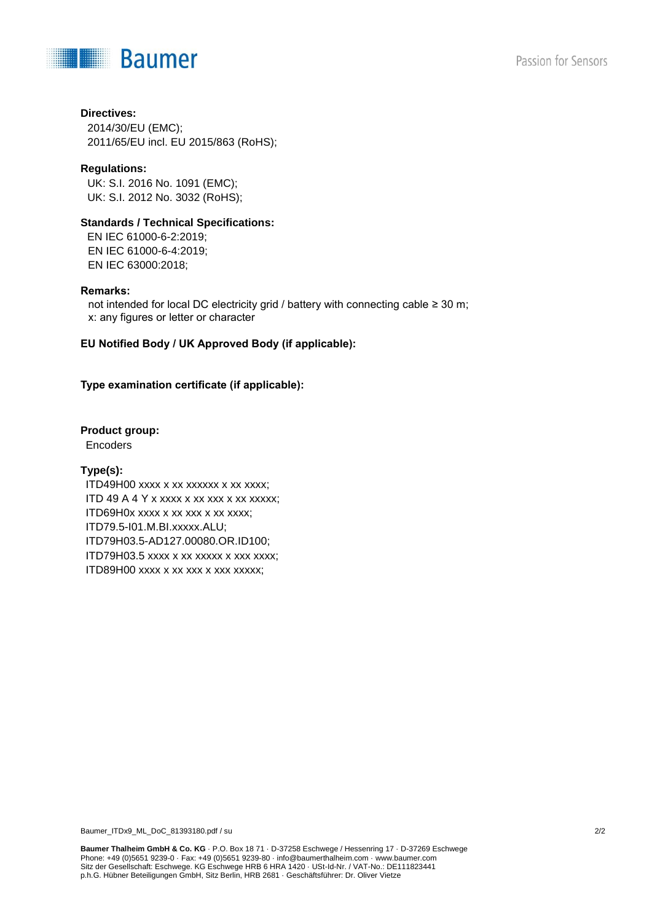**Directives:**

2014/30/EU (EMC);
2011/65/EU incl. EU 2015/863 (RoHS);

**Regulations:**

UK: S.I. 2016 No. 1091 (EMC);
UK: S.I. 2012 No. 3032 (RoHS);

**Standards / Technical Specifications:**

EN IEC 61000-6-2:2019;
EN IEC 61000-6-4:2019;
EN IEC 63000:2018;

**Remarks:**

not intended for local DC electricity grid / battery with connecting cable ≥ 30 m;
x: any figures or letter or character

**EU Notified Body / UK Approved Body (if applicable):**

**Type examination certificate (if applicable):**

**Product group:**

Encoders

**Type(s):**

ITD49H00 xxxx x xx xxxxxx x xx xxxx;
ITD 49 A 4 Y x xxxx x xx xxx x xx xxxxx;
ITD69H0x xxxx x xx xxx x xx xxxx;
ITD79.5-I01.M.BI.xxxxx.ALU;
ITD79H03.5-AD127.00080.OR.ID100;
ITD79H03.5 xxxx x xx xxxxx x xxx xxxx;
ITD89H00 xxxx x xx xxx x xxx xxxxx;

Baumer_ITDx9_ML_DoC_81393180.pdf / su

**Baumer Thalheim GmbH & Co. KG** · P.O. Box 18 71 · D-37258 Eschwege / Hessenring 17 · D-37269 Eschwege
Phone: +49 (0)5651 9239-0 · Fax: +49 (0)5651 9239-80 · info@baumerthalheim.com · www.baumer.com
Sitz der Gesellschaft: Eschwege. KG Eschwege HRB 6 HRA 1420 · USt-Id-Nr. / VAT-No.: DE111823441
p.h.G. Hübner Beteiligungen GmbH, Sitz Berlin, HRB 2681 · Geschäftsführer: Dr. Oliver Vietze